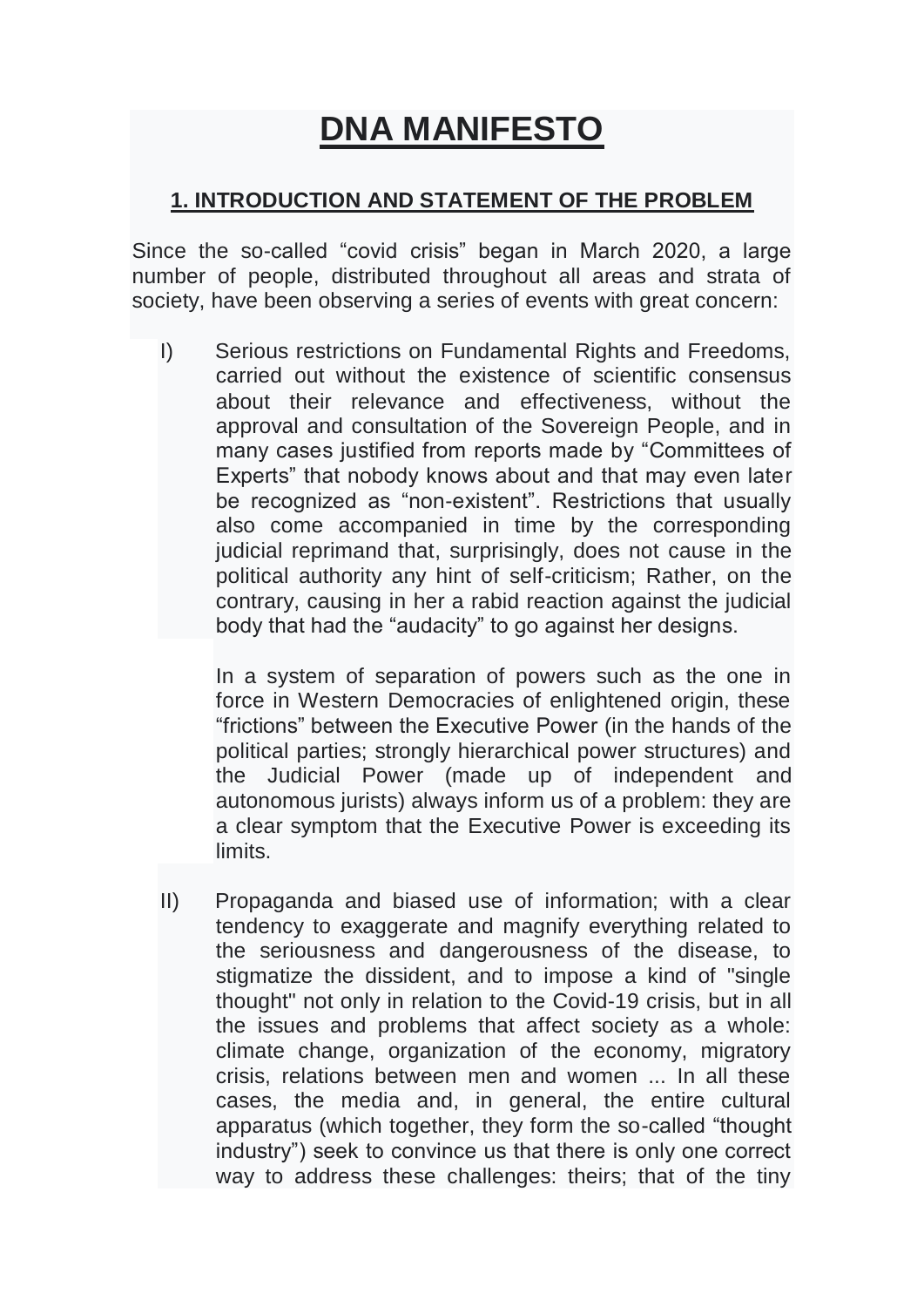# DNA MANIFESTO

## 1. INTRODUCTION AND STATEMENT OF THE PROBLEM

Since the so-called "covid crisis" began in March 2020, a large number of people, distributed throughout all areas and strata of society, have been observing a series of events with great concern:

I) Serious restrictions on Fundamental Rights and Freedoms, carried out without the existence of scientific consensus about their relevance and effectiveness, without the approval and consultation of the Sovereign People, and in many cases justified from reports made by "Committees of Experts" that nobody knows about and that may even later be recognized as "non-existent". Restrictions that usually also come accompanied in time by the corresponding judicial reprimand that, surprisingly, does not cause in the political authority any hint of self-criticism; Rather, on the contrary, causing in her a rabid reaction against the judicial body that had the "audacity" to go against her designs.

In a system of separation of powers such as the one in force in Western Democracies of enlightened origin, these "frictions" between the Executive Power (in the hands of the political parties; strongly hierarchical power structures) and the Judicial Power (made up of independent and autonomous jurists) always inform us of a problem: they are a clear symptom that the Executive Power is exceeding its limits.

II) Propaganda and biased use of information; with a clear tendency to exaggerate and magnify everything related to the seriousness and dangerousness of the disease, to stigmatize the dissident, and to impose a kind of "single thought" not only in relation to the Covid-19 crisis, but in all the issues and problems that affect society as a whole: climate change, organization of the economy, migratory crisis, relations between men and women ... In all these cases, the media and, in general, the entire cultural apparatus (which together, they form the so-called "thought industry") seek to convince us that there is only one correct way to address these challenges: theirs; that of the tiny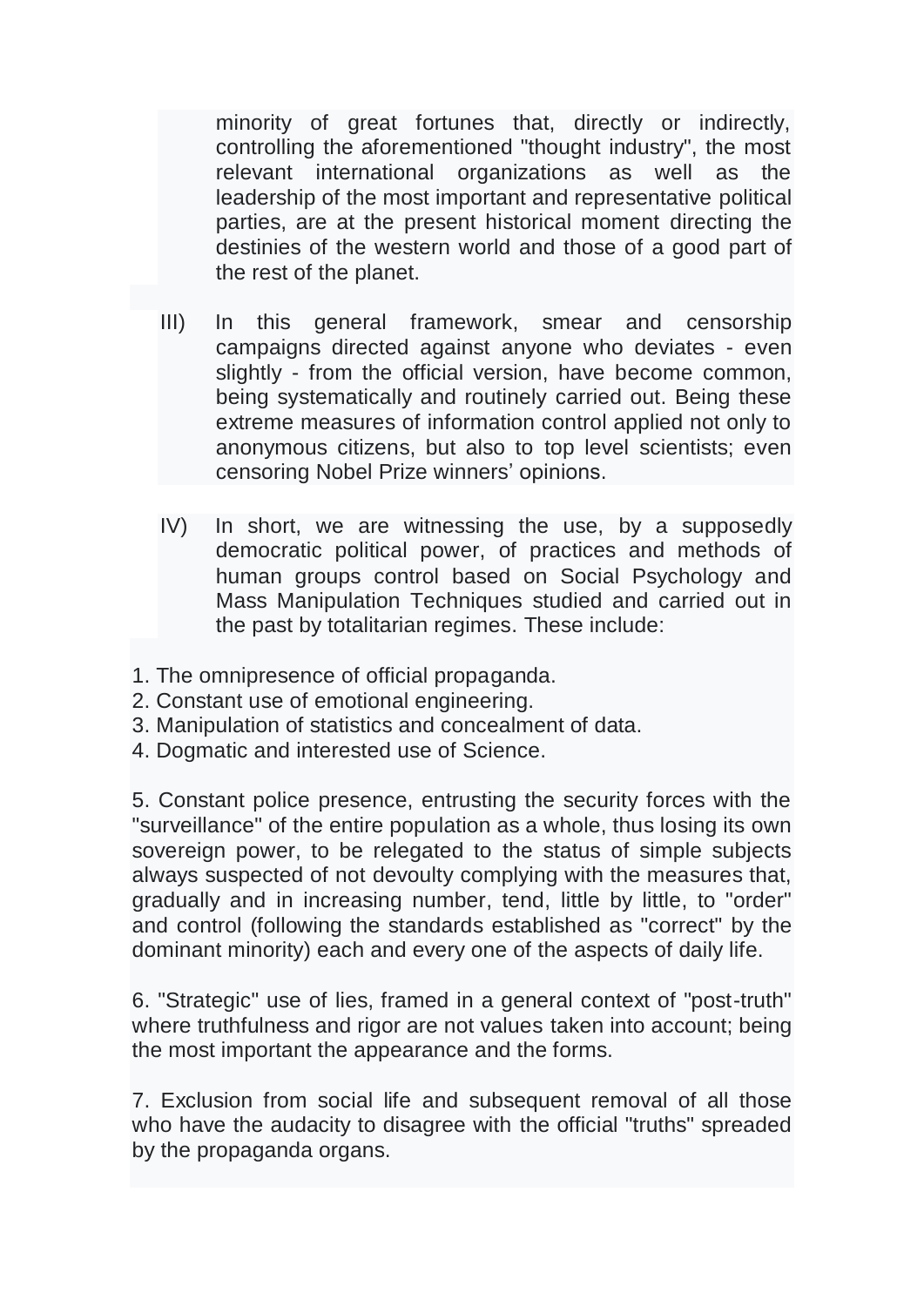minority of great fortunes that, directly or indirectly, controlling the aforementioned "thought industry", the most relevant international organizations as well as the leadership of the most important and representative political parties, are at the present historical moment directing the destinies of the western world and those of a good part of the rest of the planet.

III) In this general framework, smear and censorship campaigns directed against anyone who deviates - even slightly - from the official version, have become common, being systematically and routinely carried out. Being these extreme measures of information control applied not only to anonymous citizens, but also to top level scientists; even censoring Nobel Prize winners' opinions.

IV) In short, we are witnessing the use, by a supposedly democratic political power, of practices and methods of human groups control based on Social Psychology and Mass Manipulation Techniques studied and carried out in the past by totalitarian regimes. These include:

1. The omnipresence of official propaganda.
2. Constant use of emotional engineering.
3. Manipulation of statistics and concealment of data.
4. Dogmatic and interested use of Science.

5. Constant police presence, entrusting the security forces with the "surveillance" of the entire population as a whole, thus losing its own sovereign power, to be relegated to the status of simple subjects always suspected of not devoulty complying with the measures that, gradually and in increasing number, tend, little by little, to "order" and control (following the standards established as "correct" by the dominant minority) each and every one of the aspects of daily life.

6. "Strategic" use of lies, framed in a general context of "post-truth" where truthfulness and rigor are not values taken into account; being the most important the appearance and the forms.

7. Exclusion from social life and subsequent removal of all those who have the audacity to disagree with the official "truths" spreaded by the propaganda organs.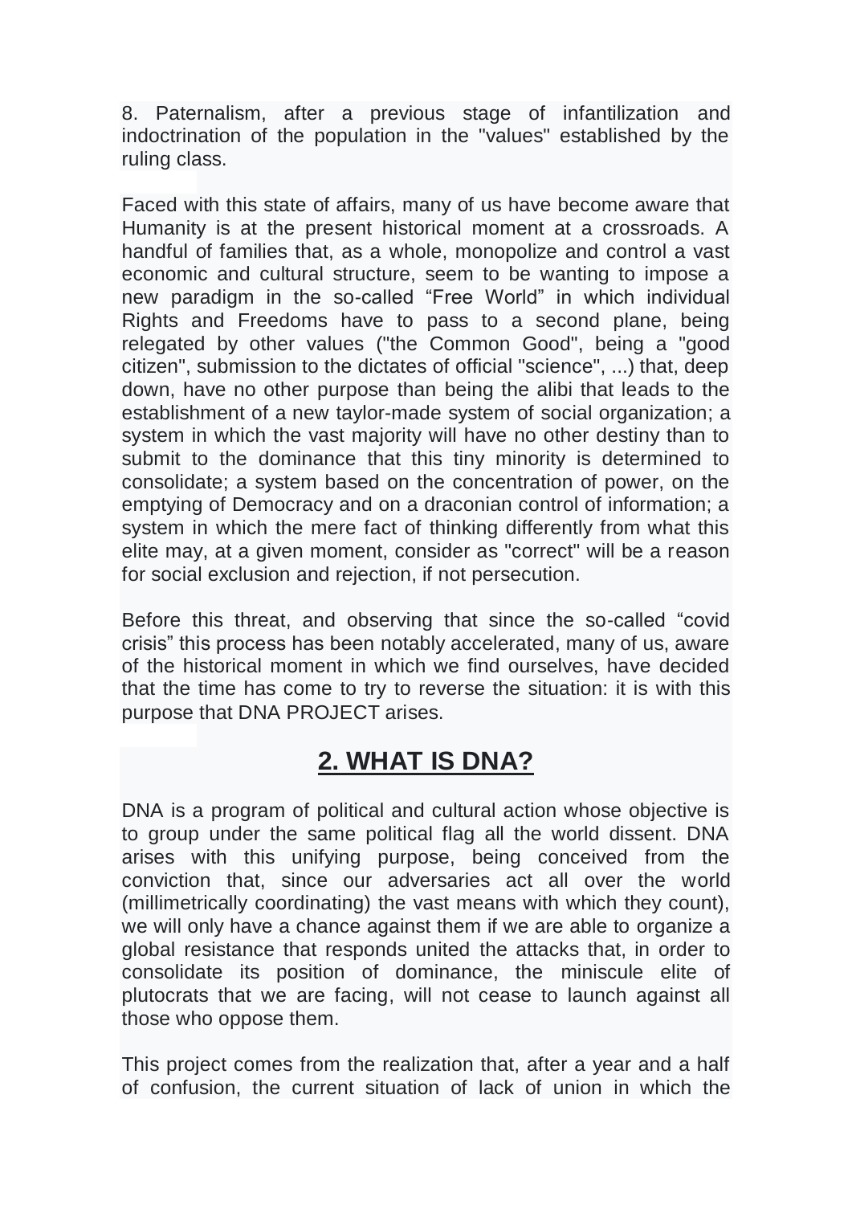8. Paternalism, after a previous stage of infantilization and indoctrination of the population in the "values" established by the ruling class.

Faced with this state of affairs, many of us have become aware that Humanity is at the present historical moment at a crossroads. A handful of families that, as a whole, monopolize and control a vast economic and cultural structure, seem to be wanting to impose a new paradigm in the so-called “Free World” in which individual Rights and Freedoms have to pass to a second plane, being relegated by other values ("the Common Good", being a "good citizen", submission to the dictates of official "science", ...) that, deep down, have no other purpose than being the alibi that leads to the establishment of a new taylor-made system of social organization; a system in which the vast majority will have no other destiny than to submit to the dominance that this tiny minority is determined to consolidate; a system based on the concentration of power, on the emptying of Democracy and on a draconian control of information; a system in which the mere fact of thinking differently from what this elite may, at a given moment, consider as "correct" will be a reason for social exclusion and rejection, if not persecution.

Before this threat, and observing that since the so-called “covid crisis” this process has been notably accelerated, many of us, aware of the historical moment in which we find ourselves, have decided that the time has come to try to reverse the situation: it is with this purpose that DNA PROJECT arises.

## 2. WHAT IS DNA?

DNA is a program of political and cultural action whose objective is to group under the same political flag all the world dissent. DNA arises with this unifying purpose, being conceived from the conviction that, since our adversaries act all over the world (millimetrically coordinating) the vast means with which they count), we will only have a chance against them if we are able to organize a global resistance that responds united the attacks that, in order to consolidate its position of dominance, the miniscule elite of plutocrats that we are facing, will not cease to launch against all those who oppose them.

This project comes from the realization that, after a year and a half of confusion, the current situation of lack of union in which the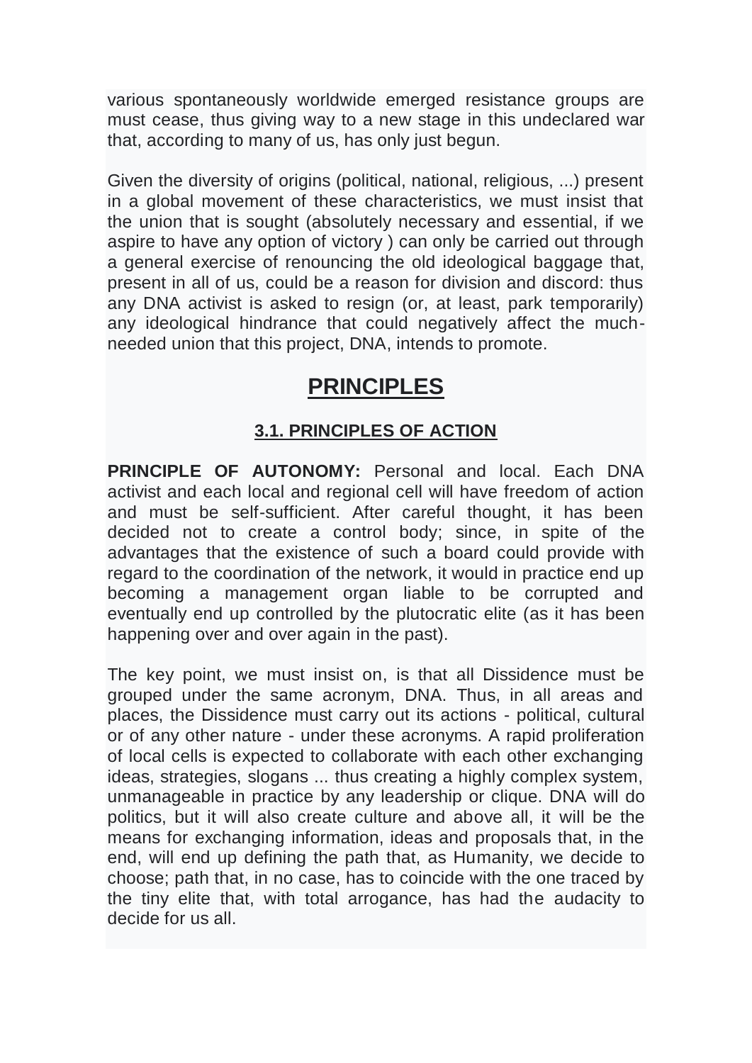various spontaneously worldwide emerged resistance groups are must cease, thus giving way to a new stage in this undeclared war that, according to many of us, has only just begun.

Given the diversity of origins (political, national, religious, ...) present in a global movement of these characteristics, we must insist that the union that is sought (absolutely necessary and essential, if we aspire to have any option of victory ) can only be carried out through a general exercise of renouncing the old ideological baggage that, present in all of us, could be a reason for division and discord: thus any DNA activist is asked to resign (or, at least, park temporarily) any ideological hindrance that could negatively affect the much-needed union that this project, DNA, intends to promote.

# PRINCIPLES

## 3.1. PRINCIPLES OF ACTION

**PRINCIPLE OF AUTONOMY:** Personal and local. Each DNA activist and each local and regional cell will have freedom of action and must be self-sufficient. After careful thought, it has been decided not to create a control body; since, in spite of the advantages that the existence of such a board could provide with regard to the coordination of the network, it would in practice end up becoming a management organ liable to be corrupted and eventually end up controlled by the plutocratic elite (as it has been happening over and over again in the past).

The key point, we must insist on, is that all Dissidence must be grouped under the same acronym, DNA. Thus, in all areas and places, the Dissidence must carry out its actions - political, cultural or of any other nature - under these acronyms. A rapid proliferation of local cells is expected to collaborate with each other exchanging ideas, strategies, slogans ... thus creating a highly complex system, unmanageable in practice by any leadership or clique. DNA will do politics, but it will also create culture and above all, it will be the means for exchanging information, ideas and proposals that, in the end, will end up defining the path that, as Humanity, we decide to choose; path that, in no case, has to coincide with the one traced by the tiny elite that, with total arrogance, has had the audacity to decide for us all.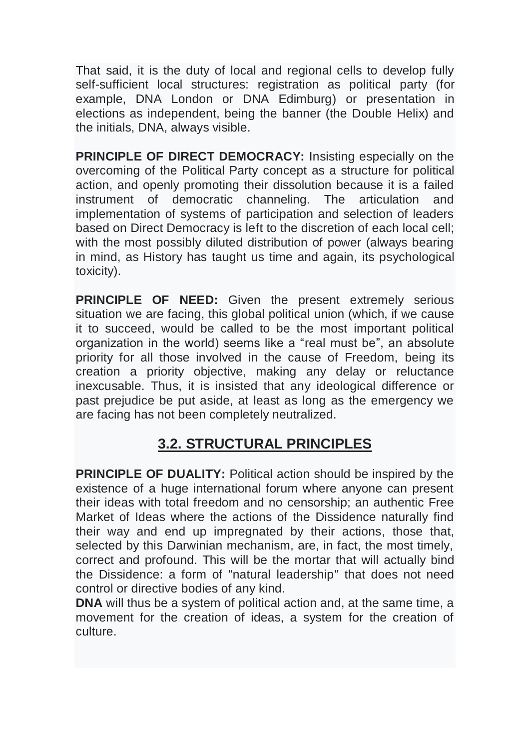That said, it is the duty of local and regional cells to develop fully self-sufficient local structures: registration as political party (for example, DNA London or DNA Edimburg) or presentation in elections as independent, being the banner (the Double Helix) and the initials, DNA, always visible.

**PRINCIPLE OF DIRECT DEMOCRACY:** Insisting especially on the overcoming of the Political Party concept as a structure for political action, and openly promoting their dissolution because it is a failed instrument of democratic channeling. The articulation and implementation of systems of participation and selection of leaders based on Direct Democracy is left to the discretion of each local cell; with the most possibly diluted distribution of power (always bearing in mind, as History has taught us time and again, its psychological toxicity).

**PRINCIPLE OF NEED:** Given the present extremely serious situation we are facing, this global political union (which, if we cause it to succeed, would be called to be the most important political organization in the world) seems like a "real must be", an absolute priority for all those involved in the cause of Freedom, being its creation a priority objective, making any delay or reluctance inexcusable. Thus, it is insisted that any ideological difference or past prejudice be put aside, at least as long as the emergency we are facing has not been completely neutralized.

## 3.2. STRUCTURAL PRINCIPLES

**PRINCIPLE OF DUALITY:** Political action should be inspired by the existence of a huge international forum where anyone can present their ideas with total freedom and no censorship; an authentic Free Market of Ideas where the actions of the Dissidence naturally find their way and end up impregnated by their actions, those that, selected by this Darwinian mechanism, are, in fact, the most timely, correct and profound. This will be the mortar that will actually bind the Dissidence: a form of "natural leadership" that does not need control or directive bodies of any kind.

**DNA** will thus be a system of political action and, at the same time, a movement for the creation of ideas, a system for the creation of culture.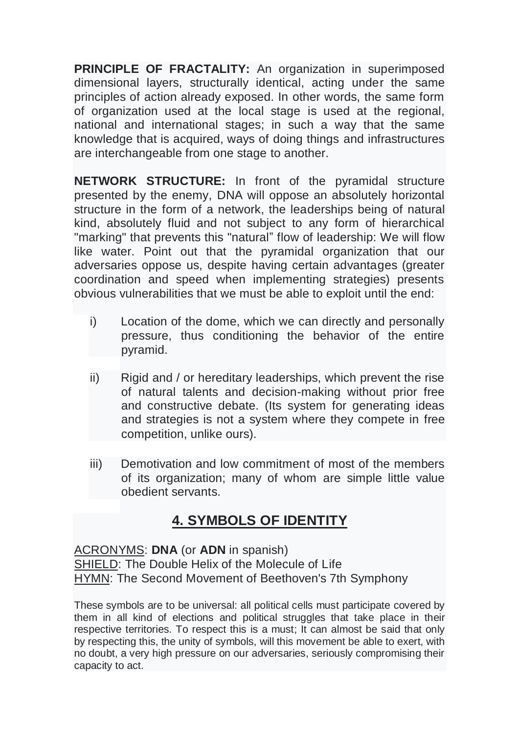**PRINCIPLE OF FRACTALITY:** An organization in superimposed dimensional layers, structurally identical, acting under the same principles of action already exposed. In other words, the same form of organization used at the local stage is used at the regional, national and international stages; in such a way that the same knowledge that is acquired, ways of doing things and infrastructures are interchangeable from one stage to another.

**NETWORK STRUCTURE:** In front of the pyramidal structure presented by the enemy, DNA will oppose an absolutely horizontal structure in the form of a network, the leaderships being of natural kind, absolutely fluid and not subject to any form of hierarchical "marking" that prevents this "natural" flow of leadership: We will flow like water. Point out that the pyramidal organization that our adversaries oppose us, despite having certain advantages (greater coordination and speed when implementing strategies) presents obvious vulnerabilities that we must be able to exploit until the end:

i) Location of the dome, which we can directly and personally pressure, thus conditioning the behavior of the entire pyramid.

ii) Rigid and / or hereditary leaderships, which prevent the rise of natural talents and decision-making without prior free and constructive debate. (Its system for generating ideas and strategies is not a system where they compete in free competition, unlike ours).

iii) Demotivation and low commitment of most of the members of its organization; many of whom are simple little value obedient servants.

## 4. SYMBOLS OF IDENTITY

ACRONYMS: **DNA** (or **ADN** in spanish)
SHIELD: The Double Helix of the Molecule of Life
HYMN: The Second Movement of Beethoven's 7th Symphony

These symbols are to be universal: all political cells must participate covered by them in all kind of elections and political struggles that take place in their respective territories. To respect this is a must; It can almost be said that only by respecting this, the unity of symbols, will this movement be able to exert, with no doubt, a very high pressure on our adversaries, seriously compromising their capacity to act.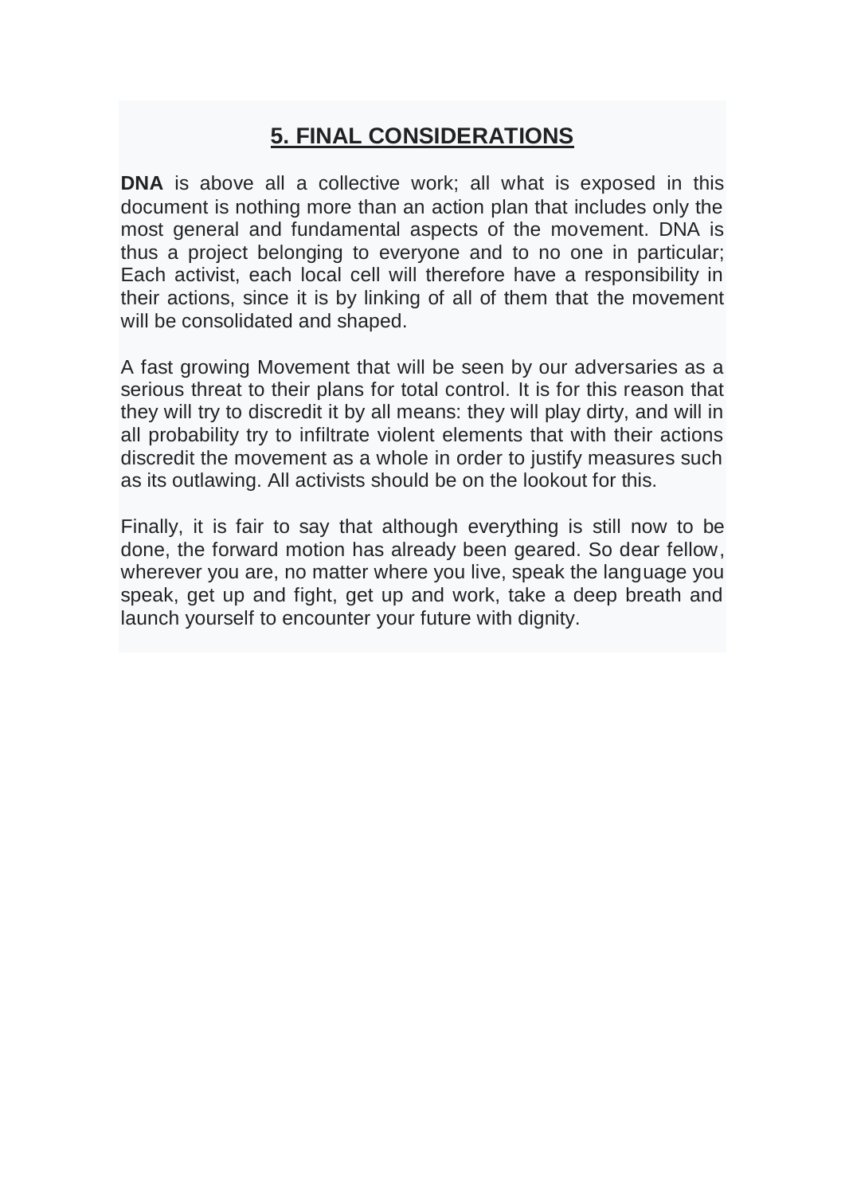## 5. FINAL CONSIDERATIONS

**DNA** is above all a collective work; all what is exposed in this document is nothing more than an action plan that includes only the most general and fundamental aspects of the movement. DNA is thus a project belonging to everyone and to no one in particular; Each activist, each local cell will therefore have a responsibility in their actions, since it is by linking of all of them that the movement will be consolidated and shaped.

A fast growing Movement that will be seen by our adversaries as a serious threat to their plans for total control. It is for this reason that they will try to discredit it by all means: they will play dirty, and will in all probability try to infiltrate violent elements that with their actions discredit the movement as a whole in order to justify measures such as its outlawing. All activists should be on the lookout for this.

Finally, it is fair to say that although everything is still now to be done, the forward motion has already been geared. So dear fellow, wherever you are, no matter where you live, speak the language you speak, get up and fight, get up and work, take a deep breath and launch yourself to encounter your future with dignity.